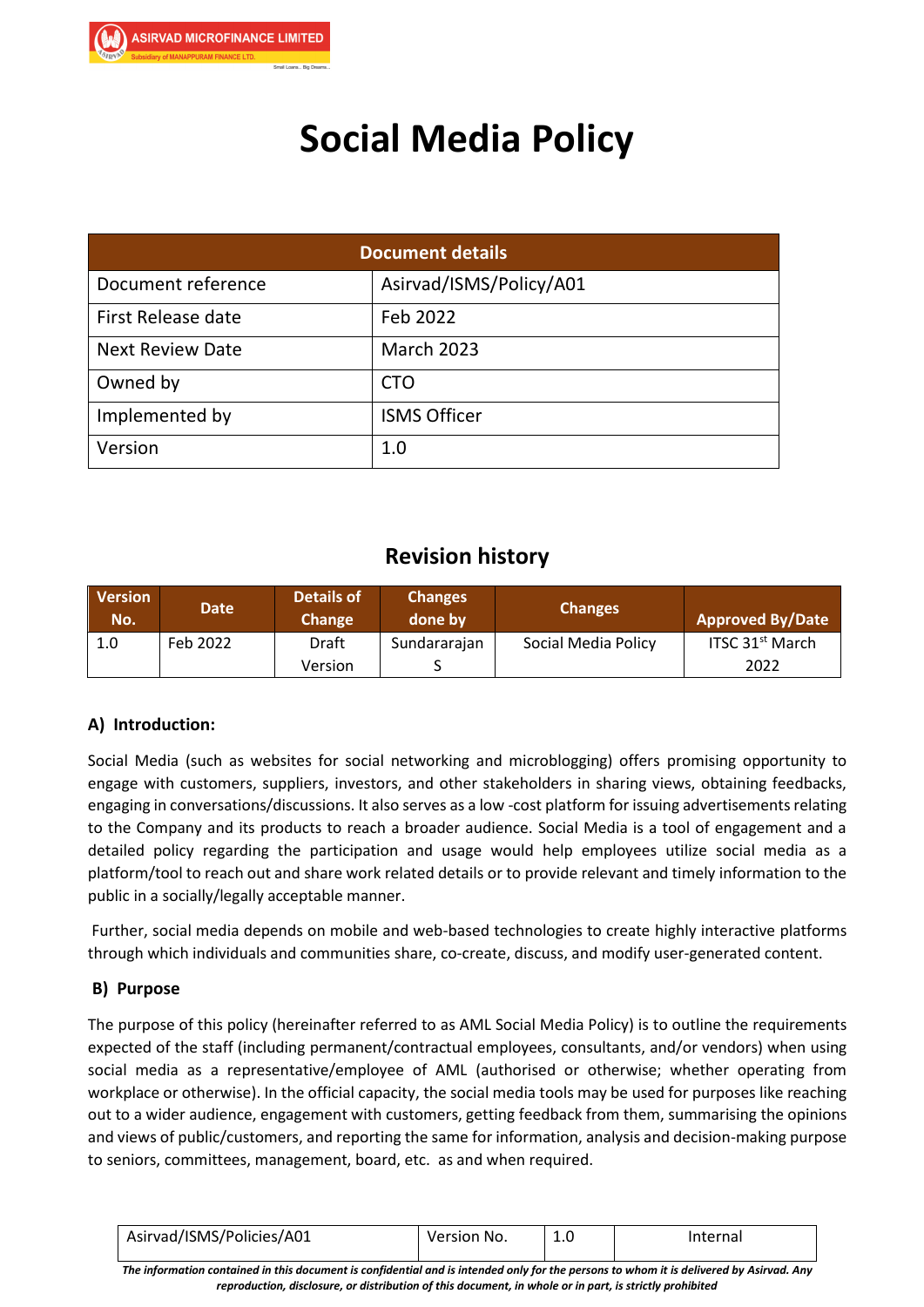# Social Media Policy

| Document details | |
|---|---|
| Document reference | Asirvad/ISMS/Policy/A01 |
| First Release date | Feb 2022 |
| Next Review Date | March 2023 |
| Owned by | CTO |
| Implemented by | ISMS Officer |
| Version | 1.0 |

## Revision history

| Version No. | Date | Details of Change | Changes done by | Changes | Approved By/Date |
|---|---|---|---|---|---|
| 1.0 | Feb 2022 | Draft Version | Sundararajan S | Social Media Policy | ITSC 31st March 2022 |

### A) Introduction:

Social Media (such as websites for social networking and microblogging) offers promising opportunity to engage with customers, suppliers, investors, and other stakeholders in sharing views, obtaining feedbacks, engaging in conversations/discussions. It also serves as a low -cost platform for issuing advertisements relating to the Company and its products to reach a broader audience. Social Media is a tool of engagement and a detailed policy regarding the participation and usage would help employees utilize social media as a platform/tool to reach out and share work related details or to provide relevant and timely information to the public in a socially/legally acceptable manner.

Further, social media depends on mobile and web-based technologies to create highly interactive platforms through which individuals and communities share, co-create, discuss, and modify user-generated content.

### B) Purpose

The purpose of this policy (hereinafter referred to as AML Social Media Policy) is to outline the requirements expected of the staff (including permanent/contractual employees, consultants, and/or vendors) when using social media as a representative/employee of AML (authorised or otherwise; whether operating from workplace or otherwise). In the official capacity, the social media tools may be used for purposes like reaching out to a wider audience, engagement with customers, getting feedback from them, summarising the opinions and views of public/customers, and reporting the same for information, analysis and decision-making purpose to seniors, committees, management, board, etc. as and when required.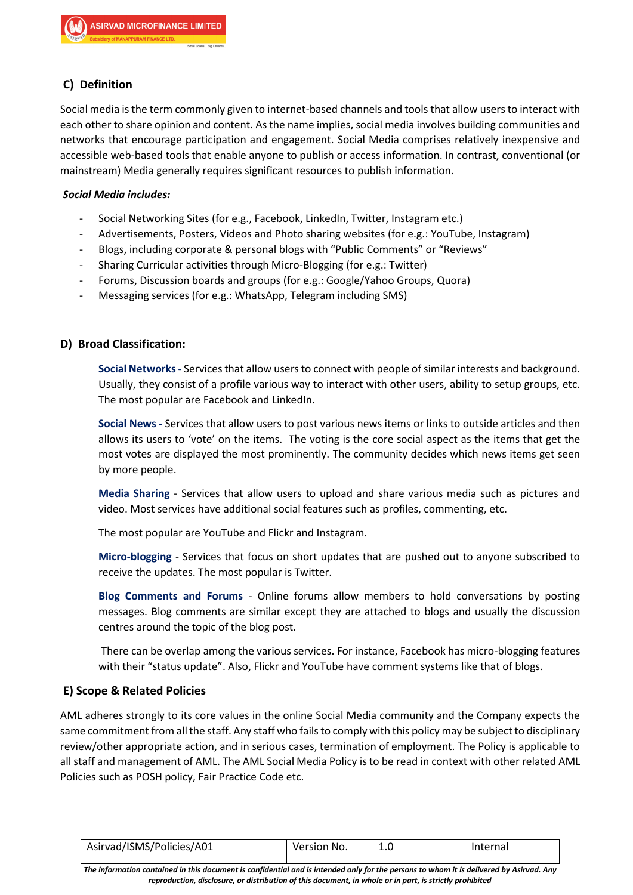## C) Definition

Social media is the term commonly given to internet-based channels and tools that allow users to interact with each other to share opinion and content. As the name implies, social media involves building communities and networks that encourage participation and engagement. Social Media comprises relatively inexpensive and accessible web-based tools that enable anyone to publish or access information. In contrast, conventional (or mainstream) Media generally requires significant resources to publish information.

*Social Media includes:*

- Social Networking Sites (for e.g., Facebook, LinkedIn, Twitter, Instagram etc.)
- Advertisements, Posters, Videos and Photo sharing websites (for e.g.: YouTube, Instagram)
- Blogs, including corporate & personal blogs with "Public Comments" or "Reviews"
- Sharing Curricular activities through Micro-Blogging (for e.g.: Twitter)
- Forums, Discussion boards and groups (for e.g.: Google/Yahoo Groups, Quora)
- Messaging services (for e.g.: WhatsApp, Telegram including SMS)

## D) Broad Classification:

**Social Networks -** Services that allow users to connect with people of similar interests and background. Usually, they consist of a profile various way to interact with other users, ability to setup groups, etc. The most popular are Facebook and LinkedIn.

**Social News -** Services that allow users to post various news items or links to outside articles and then allows its users to 'vote' on the items. The voting is the core social aspect as the items that get the most votes are displayed the most prominently. The community decides which news items get seen by more people.

**Media Sharing** - Services that allow users to upload and share various media such as pictures and video. Most services have additional social features such as profiles, commenting, etc.

The most popular are YouTube and Flickr and Instagram.

**Micro-blogging** - Services that focus on short updates that are pushed out to anyone subscribed to receive the updates. The most popular is Twitter.

**Blog Comments and Forums** - Online forums allow members to hold conversations by posting messages. Blog comments are similar except they are attached to blogs and usually the discussion centres around the topic of the blog post.

There can be overlap among the various services. For instance, Facebook has micro-blogging features with their "status update". Also, Flickr and YouTube have comment systems like that of blogs.

## E) Scope & Related Policies

AML adheres strongly to its core values in the online Social Media community and the Company expects the same commitment from all the staff. Any staff who fails to comply with this policy may be subject to disciplinary review/other appropriate action, and in serious cases, termination of employment. The Policy is applicable to all staff and management of AML. The AML Social Media Policy is to be read in context with other related AML Policies such as POSH policy, Fair Practice Code etc.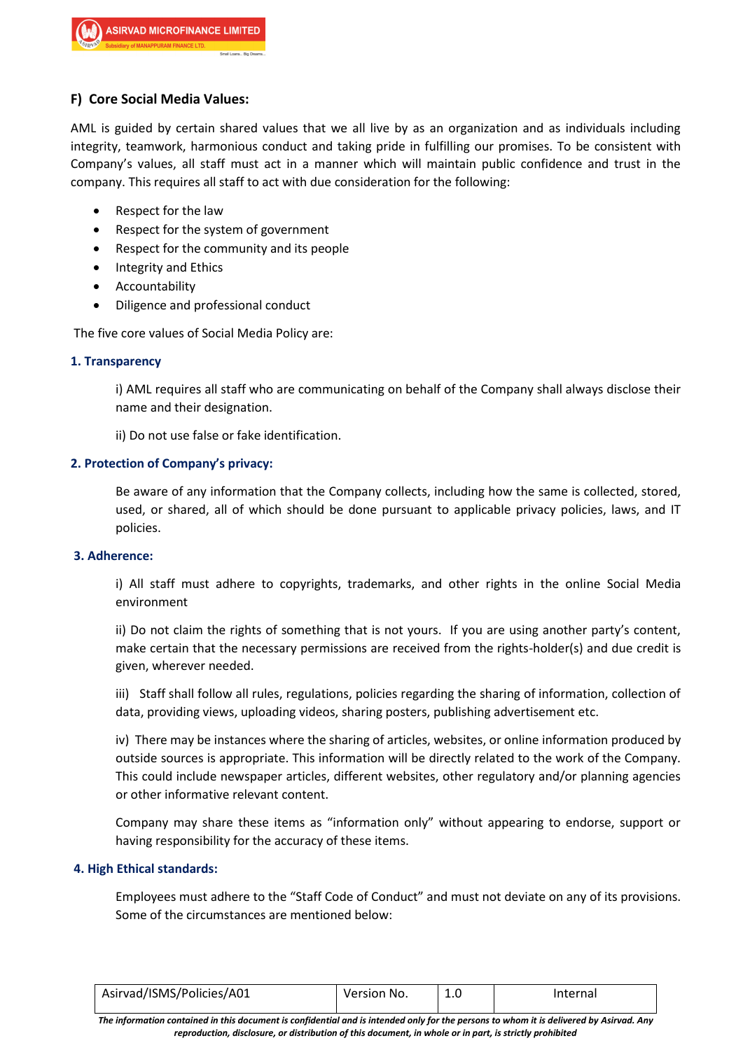## F) Core Social Media Values:

AML is guided by certain shared values that we all live by as an organization and as individuals including integrity, teamwork, harmonious conduct and taking pride in fulfilling our promises. To be consistent with Company's values, all staff must act in a manner which will maintain public confidence and trust in the company. This requires all staff to act with due consideration for the following:

- Respect for the law
- Respect for the system of government
- Respect for the community and its people
- Integrity and Ethics
- Accountability
- Diligence and professional conduct

The five core values of Social Media Policy are:

**1. Transparency**

i) AML requires all staff who are communicating on behalf of the Company shall always disclose their name and their designation.

ii) Do not use false or fake identification.

**2. Protection of Company's privacy:**

Be aware of any information that the Company collects, including how the same is collected, stored, used, or shared, all of which should be done pursuant to applicable privacy policies, laws, and IT policies.

**3. Adherence:**

i) All staff must adhere to copyrights, trademarks, and other rights in the online Social Media environment

ii) Do not claim the rights of something that is not yours. If you are using another party's content, make certain that the necessary permissions are received from the rights-holder(s) and due credit is given, wherever needed.

iii) Staff shall follow all rules, regulations, policies regarding the sharing of information, collection of data, providing views, uploading videos, sharing posters, publishing advertisement etc.

iv) There may be instances where the sharing of articles, websites, or online information produced by outside sources is appropriate. This information will be directly related to the work of the Company. This could include newspaper articles, different websites, other regulatory and/or planning agencies or other informative relevant content.

Company may share these items as "information only" without appearing to endorse, support or having responsibility for the accuracy of these items.

**4. High Ethical standards:**

Employees must adhere to the "Staff Code of Conduct" and must not deviate on any of its provisions. Some of the circumstances are mentioned below: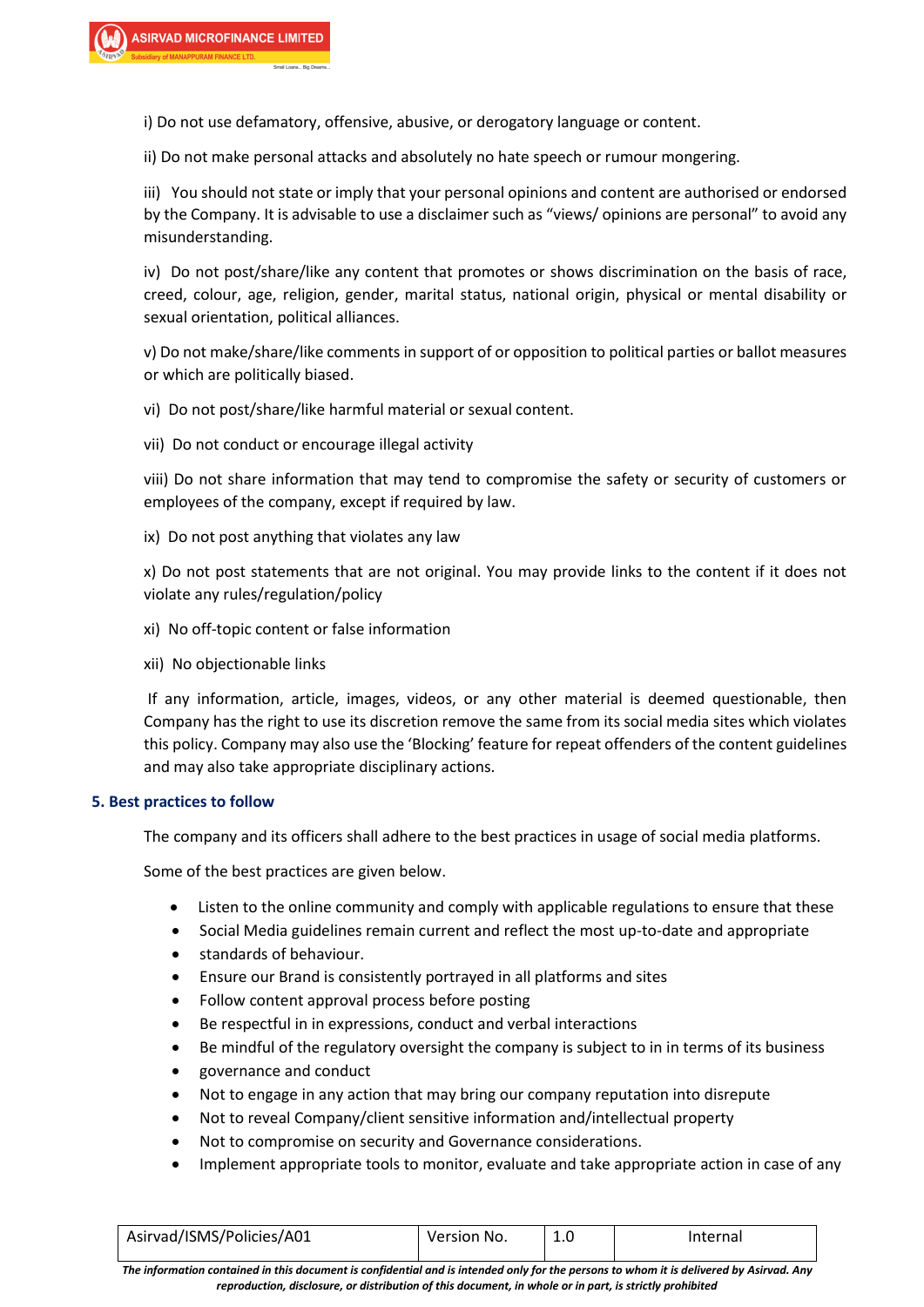i) Do not use defamatory, offensive, abusive, or derogatory language or content.

ii) Do not make personal attacks and absolutely no hate speech or rumour mongering.

iii) You should not state or imply that your personal opinions and content are authorised or endorsed by the Company. It is advisable to use a disclaimer such as "views/ opinions are personal" to avoid any misunderstanding.

iv) Do not post/share/like any content that promotes or shows discrimination on the basis of race, creed, colour, age, religion, gender, marital status, national origin, physical or mental disability or sexual orientation, political alliances.

v) Do not make/share/like comments in support of or opposition to political parties or ballot measures or which are politically biased.

vi) Do not post/share/like harmful material or sexual content.

vii) Do not conduct or encourage illegal activity

viii) Do not share information that may tend to compromise the safety or security of customers or employees of the company, except if required by law.

ix) Do not post anything that violates any law

x) Do not post statements that are not original. You may provide links to the content if it does not violate any rules/regulation/policy

xi) No off-topic content or false information

xii) No objectionable links

If any information, article, images, videos, or any other material is deemed questionable, then Company has the right to use its discretion remove the same from its social media sites which violates this policy. Company may also use the 'Blocking' feature for repeat offenders of the content guidelines and may also take appropriate disciplinary actions.

## 5. Best practices to follow

The company and its officers shall adhere to the best practices in usage of social media platforms.

Some of the best practices are given below.

- Listen to the online community and comply with applicable regulations to ensure that these
- Social Media guidelines remain current and reflect the most up-to-date and appropriate
- standards of behaviour.
- Ensure our Brand is consistently portrayed in all platforms and sites
- Follow content approval process before posting
- Be respectful in in expressions, conduct and verbal interactions
- Be mindful of the regulatory oversight the company is subject to in in terms of its business
- governance and conduct
- Not to engage in any action that may bring our company reputation into disrepute
- Not to reveal Company/client sensitive information and/intellectual property
- Not to compromise on security and Governance considerations.
- Implement appropriate tools to monitor, evaluate and take appropriate action in case of any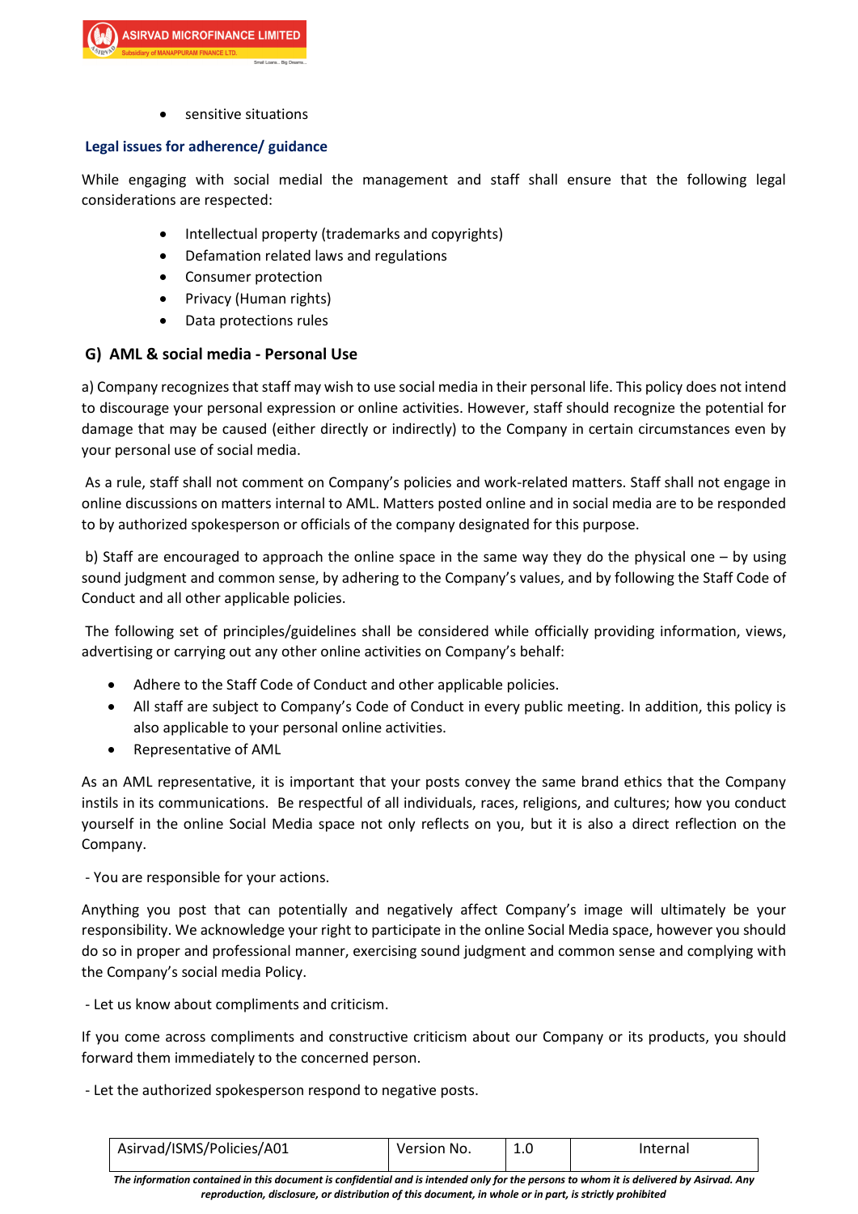- sensitive situations

### Legal issues for adherence/ guidance

While engaging with social medial the management and staff shall ensure that the following legal considerations are respected:

- Intellectual property (trademarks and copyrights)
- Defamation related laws and regulations
- Consumer protection
- Privacy (Human rights)
- Data protections rules

### G) AML & social media - Personal Use

a) Company recognizes that staff may wish to use social media in their personal life. This policy does not intend to discourage your personal expression or online activities. However, staff should recognize the potential for damage that may be caused (either directly or indirectly) to the Company in certain circumstances even by your personal use of social media.

As a rule, staff shall not comment on Company's policies and work-related matters. Staff shall not engage in online discussions on matters internal to AML. Matters posted online and in social media are to be responded to by authorized spokesperson or officials of the company designated for this purpose.

b) Staff are encouraged to approach the online space in the same way they do the physical one – by using sound judgment and common sense, by adhering to the Company's values, and by following the Staff Code of Conduct and all other applicable policies.

The following set of principles/guidelines shall be considered while officially providing information, views, advertising or carrying out any other online activities on Company's behalf:

- Adhere to the Staff Code of Conduct and other applicable policies.
- All staff are subject to Company's Code of Conduct in every public meeting. In addition, this policy is also applicable to your personal online activities.
- Representative of AML

As an AML representative, it is important that your posts convey the same brand ethics that the Company instils in its communications. Be respectful of all individuals, races, religions, and cultures; how you conduct yourself in the online Social Media space not only reflects on you, but it is also a direct reflection on the Company.

- You are responsible for your actions.

Anything you post that can potentially and negatively affect Company's image will ultimately be your responsibility. We acknowledge your right to participate in the online Social Media space, however you should do so in proper and professional manner, exercising sound judgment and common sense and complying with the Company's social media Policy.

- Let us know about compliments and criticism.

If you come across compliments and constructive criticism about our Company or its products, you should forward them immediately to the concerned person.

- Let the authorized spokesperson respond to negative posts.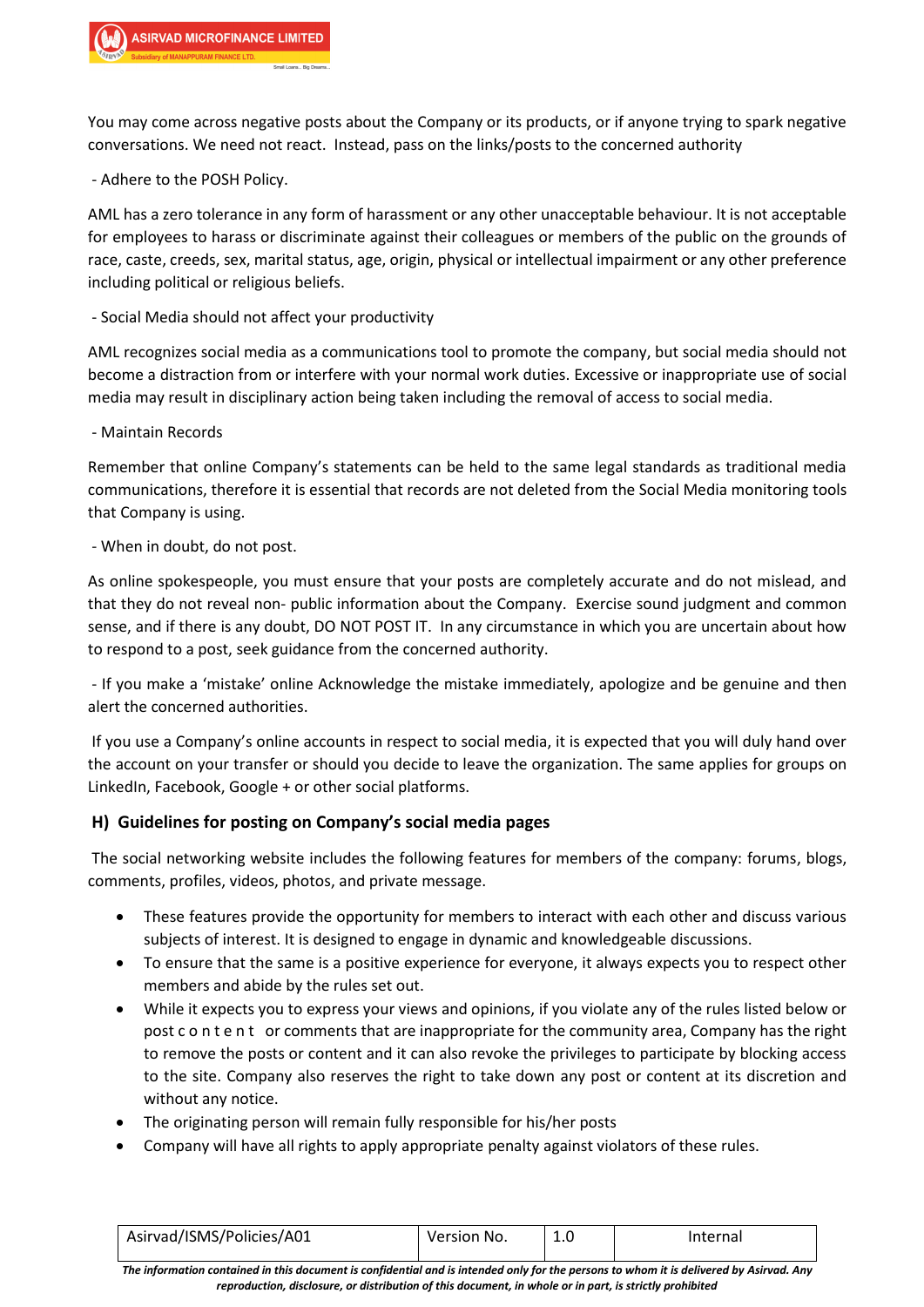You may come across negative posts about the Company or its products, or if anyone trying to spark negative conversations. We need not react. Instead, pass on the links/posts to the concerned authority

- Adhere to the POSH Policy.

AML has a zero tolerance in any form of harassment or any other unacceptable behaviour. It is not acceptable for employees to harass or discriminate against their colleagues or members of the public on the grounds of race, caste, creeds, sex, marital status, age, origin, physical or intellectual impairment or any other preference including political or religious beliefs.

- Social Media should not affect your productivity

AML recognizes social media as a communications tool to promote the company, but social media should not become a distraction from or interfere with your normal work duties. Excessive or inappropriate use of social media may result in disciplinary action being taken including the removal of access to social media.

- Maintain Records

Remember that online Company's statements can be held to the same legal standards as traditional media communications, therefore it is essential that records are not deleted from the Social Media monitoring tools that Company is using.

- When in doubt, do not post.

As online spokespeople, you must ensure that your posts are completely accurate and do not mislead, and that they do not reveal non- public information about the Company. Exercise sound judgment and common sense, and if there is any doubt, DO NOT POST IT. In any circumstance in which you are uncertain about how to respond to a post, seek guidance from the concerned authority.

- If you make a 'mistake' online Acknowledge the mistake immediately, apologize and be genuine and then alert the concerned authorities.

If you use a Company's online accounts in respect to social media, it is expected that you will duly hand over the account on your transfer or should you decide to leave the organization. The same applies for groups on LinkedIn, Facebook, Google + or other social platforms.

## H) Guidelines for posting on Company's social media pages

The social networking website includes the following features for members of the company: forums, blogs, comments, profiles, videos, photos, and private message.

- These features provide the opportunity for members to interact with each other and discuss various subjects of interest. It is designed to engage in dynamic and knowledgeable discussions.
- To ensure that the same is a positive experience for everyone, it always expects you to respect other members and abide by the rules set out.
- While it expects you to express your views and opinions, if you violate any of the rules listed below or post content or comments that are inappropriate for the community area, Company has the right to remove the posts or content and it can also revoke the privileges to participate by blocking access to the site. Company also reserves the right to take down any post or content at its discretion and without any notice.
- The originating person will remain fully responsible for his/her posts
- Company will have all rights to apply appropriate penalty against violators of these rules.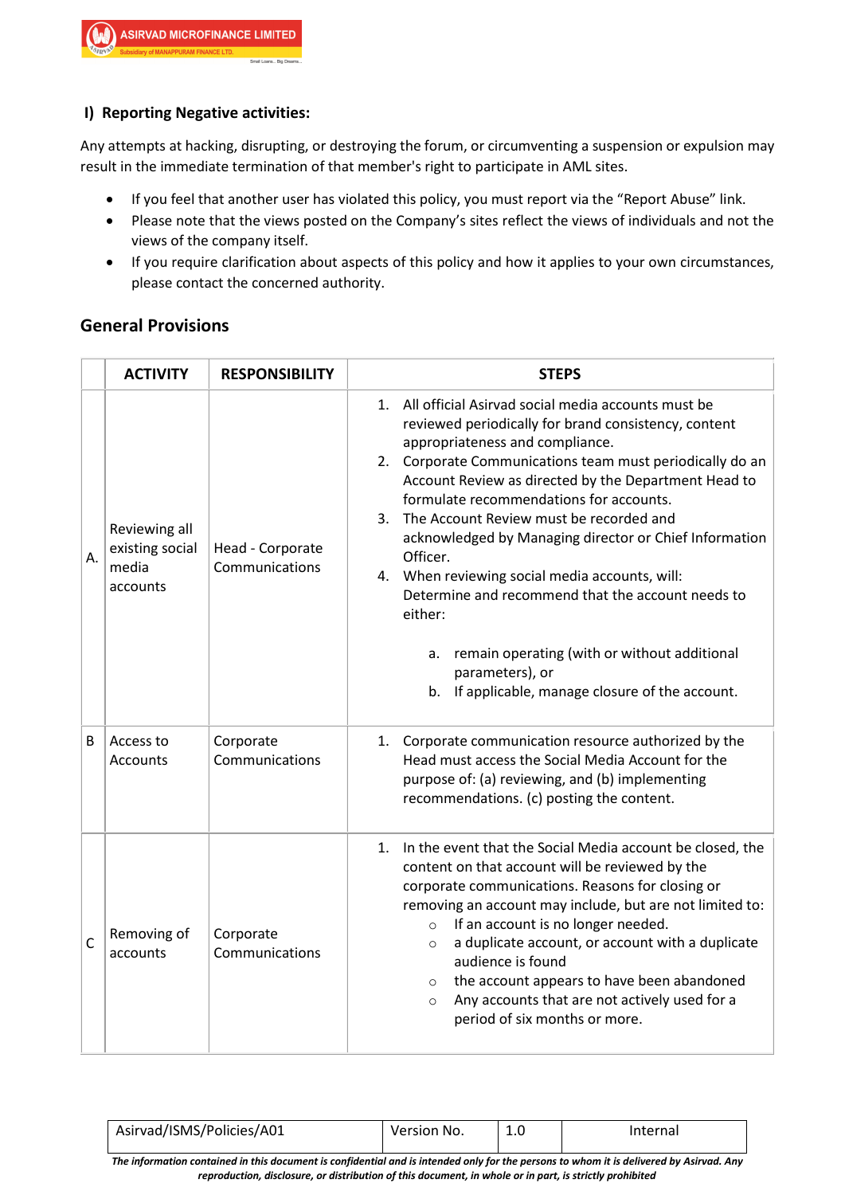### I) Reporting Negative activities:

Any attempts at hacking, disrupting, or destroying the forum, or circumventing a suspension or expulsion may result in the immediate termination of that member's right to participate in AML sites.

- If you feel that another user has violated this policy, you must report via the "Report Abuse" link.
- Please note that the views posted on the Company's sites reflect the views of individuals and not the views of the company itself.
- If you require clarification about aspects of this policy and how it applies to your own circumstances, please contact the concerned authority.

## General Provisions

| | ACTIVITY | RESPONSIBILITY | STEPS |
|---|---|---|---|
| A. | Reviewing all existing social media accounts | Head - Corporate Communications | 1. All official Asirvad social media accounts must be reviewed periodically for brand consistency, content appropriateness and compliance.<br>2. Corporate Communications team must periodically do an Account Review as directed by the Department Head to formulate recommendations for accounts.<br>3. The Account Review must be recorded and acknowledged by Managing director or Chief Information Officer.<br>4. When reviewing social media accounts, will: Determine and recommend that the account needs to either:<br>a. remain operating (with or without additional parameters), or<br>b. If applicable, manage closure of the account. |
| B | Access to Accounts | Corporate Communications | 1. Corporate communication resource authorized by the Head must access the Social Media Account for the purpose of: (a) reviewing, and (b) implementing recommendations. (c) posting the content. |
| C | Removing of accounts | Corporate Communications | 1. In the event that the Social Media account be closed, the content on that account will be reviewed by the corporate communications. Reasons for closing or removing an account may include, but are not limited to:<br>○ If an account is no longer needed.<br>○ a duplicate account, or account with a duplicate audience is found<br>○ the account appears to have been abandoned<br>○ Any accounts that are not actively used for a period of six months or more. |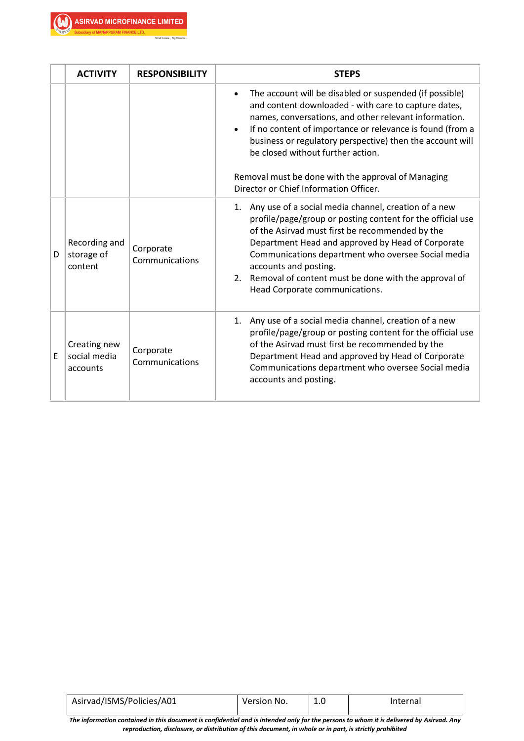| | ACTIVITY | RESPONSIBILITY | STEPS |
|---|---|---|---|
| | | | • The account will be disabled or suspended (if possible) and content downloaded - with care to capture dates, names, conversations, and other relevant information.<br>• If no content of importance or relevance is found (from a business or regulatory perspective) then the account will be closed without further action.<br><br>Removal must be done with the approval of Managing Director or Chief Information Officer. |
| D | Recording and storage of content | Corporate Communications | 1. Any use of a social media channel, creation of a new profile/page/group or posting content for the official use of the Asirvad must first be recommended by the Department Head and approved by Head of Corporate Communications department who oversee Social media accounts and posting.<br>2. Removal of content must be done with the approval of Head Corporate communications. |
| E | Creating new social media accounts | Corporate Communications | 1. Any use of a social media channel, creation of a new profile/page/group or posting content for the official use of the Asirvad must first be recommended by the Department Head and approved by Head of Corporate Communications department who oversee Social media accounts and posting. |